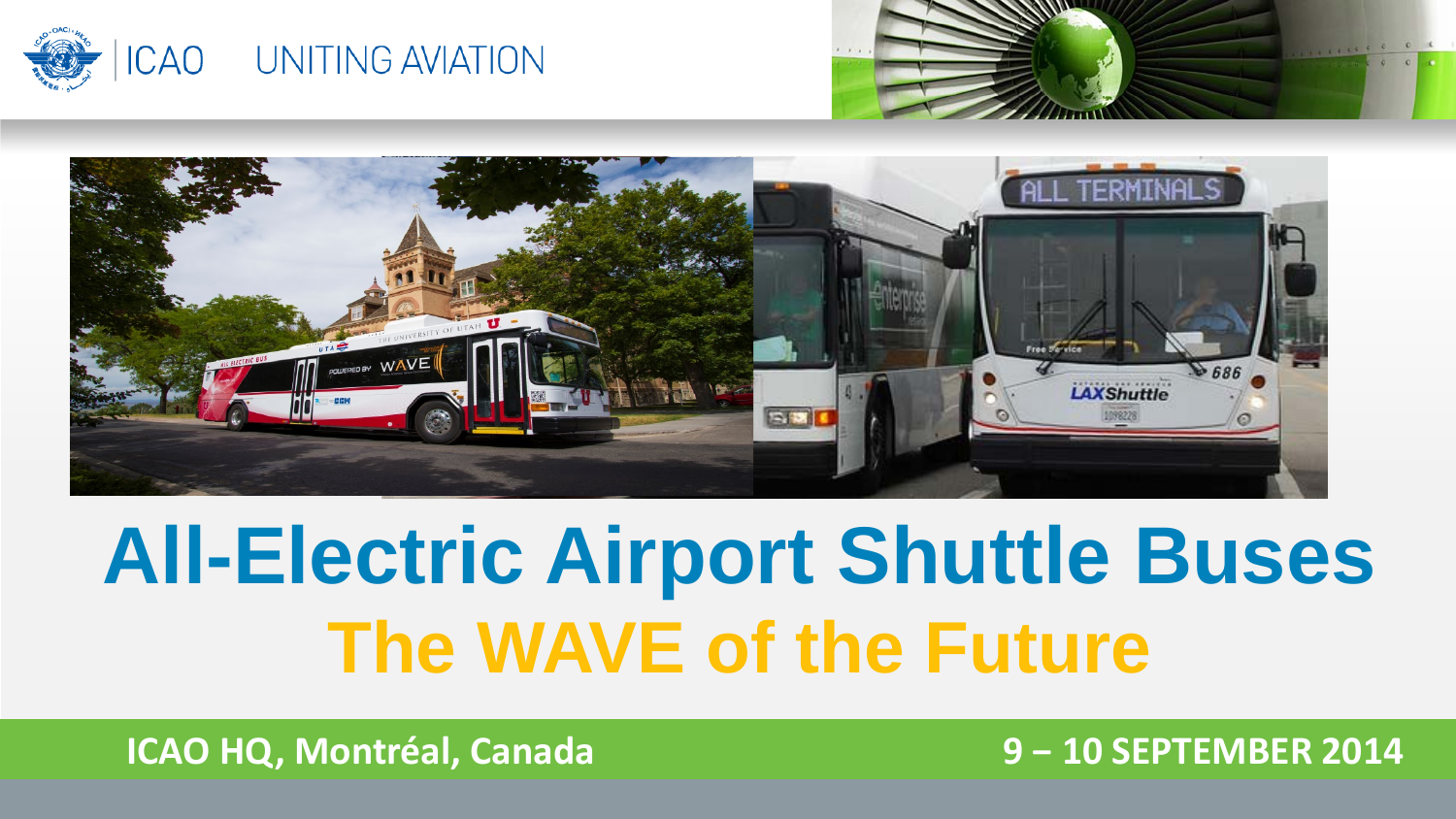ICAO UNITING AVIATION

# All-Electric Airport Shuttle Buses

## The WAVE of the Future

ICAO HQ, Montréal, Canada

9 – 10 SEPTEMBER 2014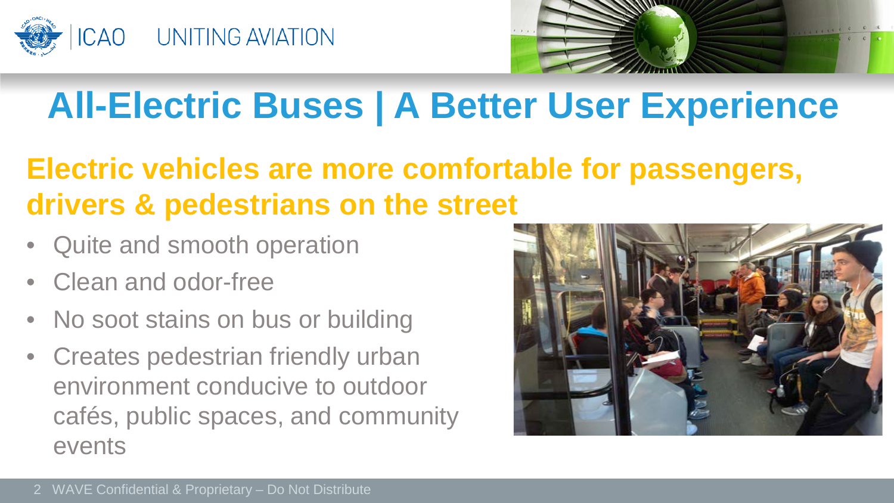# All-Electric Buses | A Better User Experience

## Electric vehicles are more comfortable for passengers, drivers & pedestrians on the street

- Quite and smooth operation
- Clean and odor-free
- No soot stains on bus or building
- Creates pedestrian friendly urban environment conducive to outdoor cafés, public spaces, and community events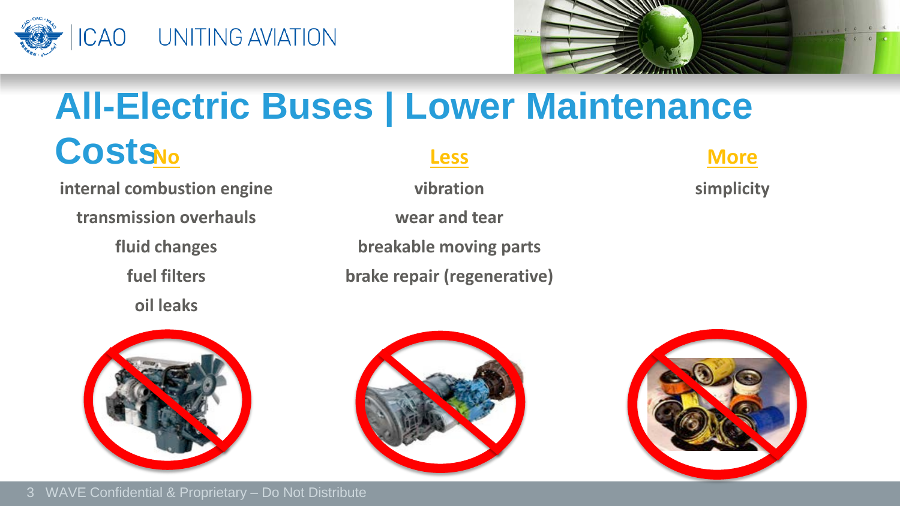# All-Electric Buses | Lower Maintenance Costs

| No | Less | More |
| --- | --- | --- |
| internal combustion engine | vibration | simplicity |
| transmission overhauls | wear and tear | |
| fluid changes | breakable moving parts | |
| fuel filters | brake repair (regenerative) | |
| oil leaks | | |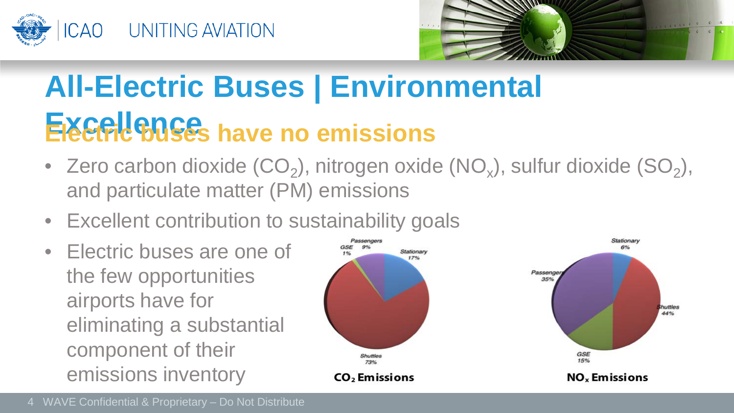# All-Electric Buses | Environmental Excellence

## Electric buses have no emissions

- Zero carbon dioxide ($CO_2$), nitrogen oxide ($NO_x$), sulfur dioxide ($SO_2$), and particulate matter (PM) emissions
- Excellent contribution to sustainability goals
- Electric buses are one of the few opportunities airports have for eliminating a substantial component of their emissions inventory

**$CO_2$ Emissions**

| Source | Share |
| --- | --- |
| Shuttles | 73% |
| Stationary | 17% |
| Passengers | 9% |
| GSE | 1% |

**$NO_x$ Emissions**

| Source | Share |
| --- | --- |
| Shuttles | 44% |
| Passengers | 35% |
| GSE | 15% |
| Stationary | 6% |

WAVE Confidential & Proprietary – Do Not Distribute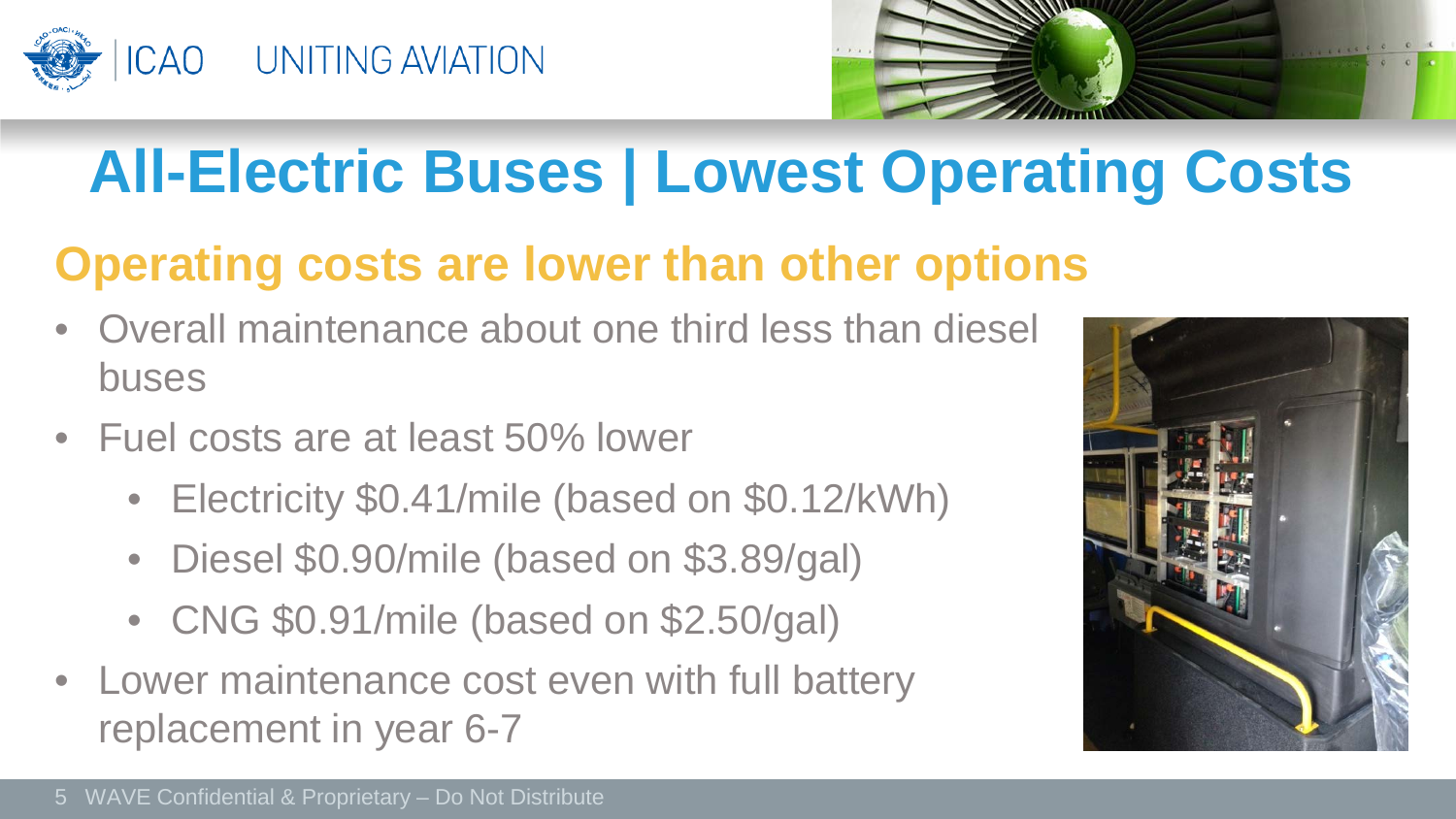# All-Electric Buses | Lowest Operating Costs

## Operating costs are lower than other options

- Overall maintenance about one third less than diesel buses
- Fuel costs are at least 50% lower
  - Electricity $0.41/mile (based on $0.12/kWh)
  - Diesel $0.90/mile (based on $3.89/gal)
  - CNG $0.91/mile (based on $2.50/gal)
- Lower maintenance cost even with full battery replacement in year 6-7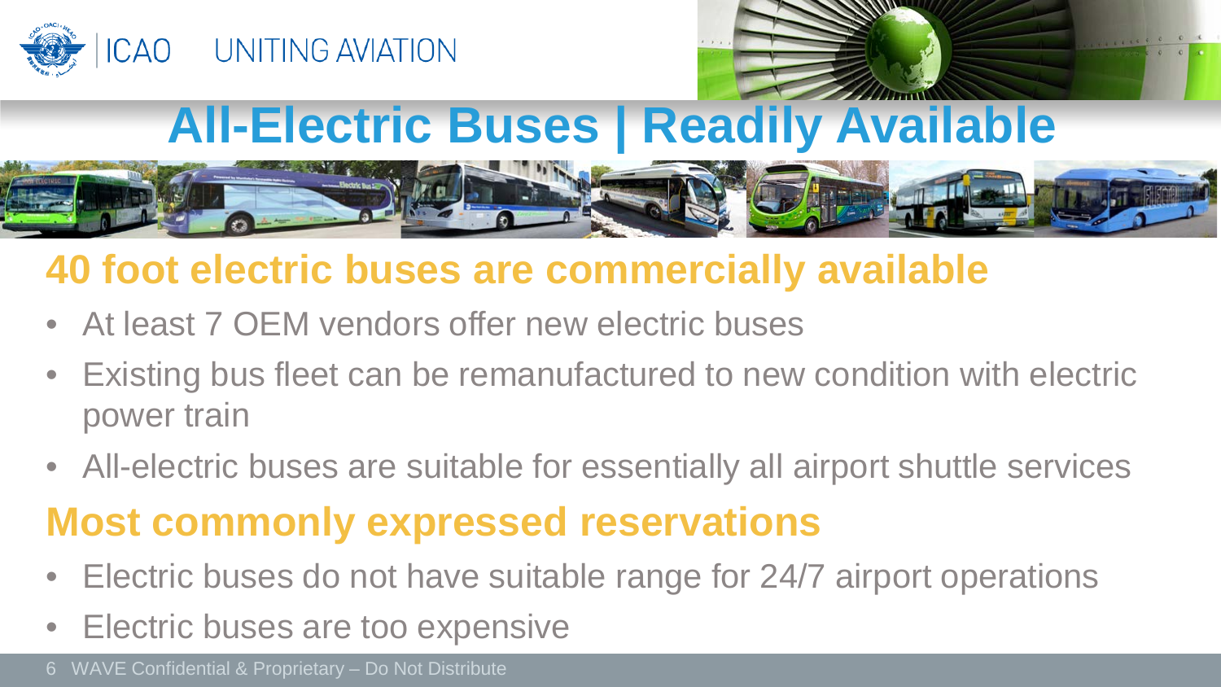# All-Electric Buses | Readily Available

## 40 foot electric buses are commercially available

- At least 7 OEM vendors offer new electric buses
- Existing bus fleet can be remanufactured to new condition with electric power train
- All-electric buses are suitable for essentially all airport shuttle services

## Most commonly expressed reservations

- Electric buses do not have suitable range for 24/7 airport operations
- Electric buses are too expensive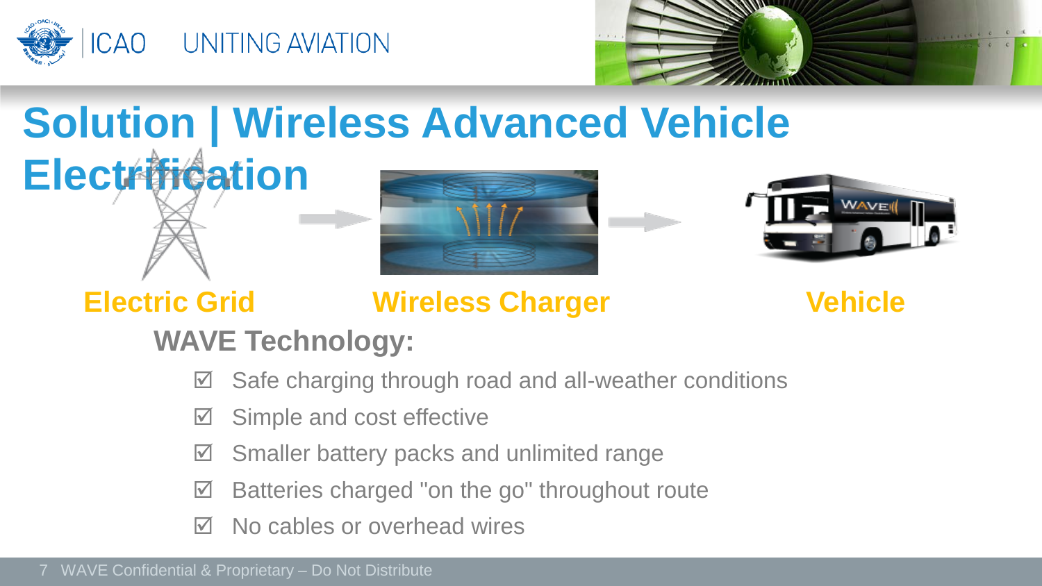# Solution | Wireless Advanced Vehicle Electrification

**Electric Grid** → **Wireless Charger** → **Vehicle**

## WAVE Technology:

- ☑ Safe charging through road and all-weather conditions
- ☑ Simple and cost effective
- ☑ Smaller battery packs and unlimited range
- ☑ Batteries charged "on the go" throughout route
- ☑ No cables or overhead wires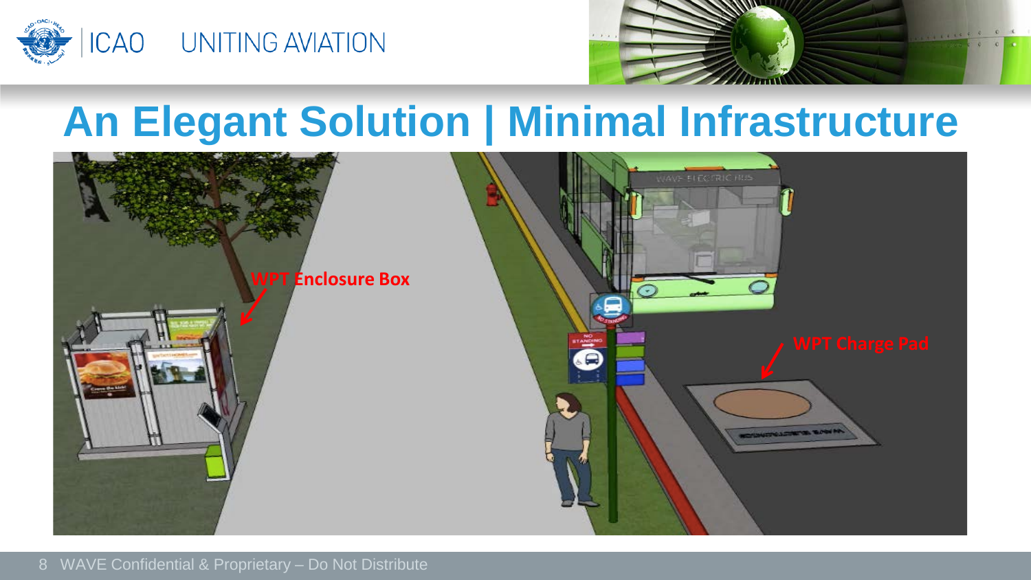# An Elegant Solution | Minimal Infrastructure

WPT Enclosure Box

WPT Charge Pad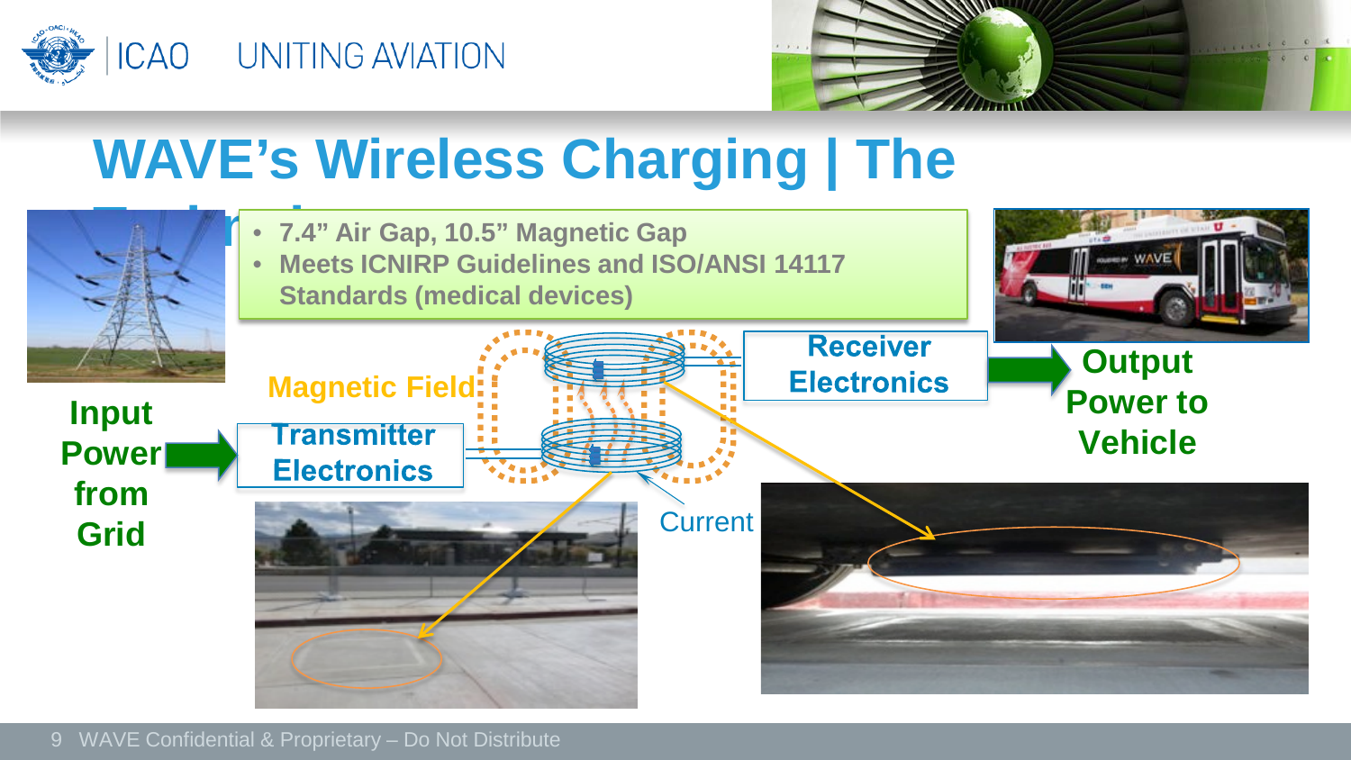# WAVE's Wireless Charging | The Technology

- 7.4" Air Gap, 10.5" Magnetic Gap
- Meets ICNIRP Guidelines and ISO/ANSI 14117 Standards (medical devices)

Input Power from Grid

Transmitter Electronics

Magnetic Field

Current

Receiver Electronics

Output Power to Vehicle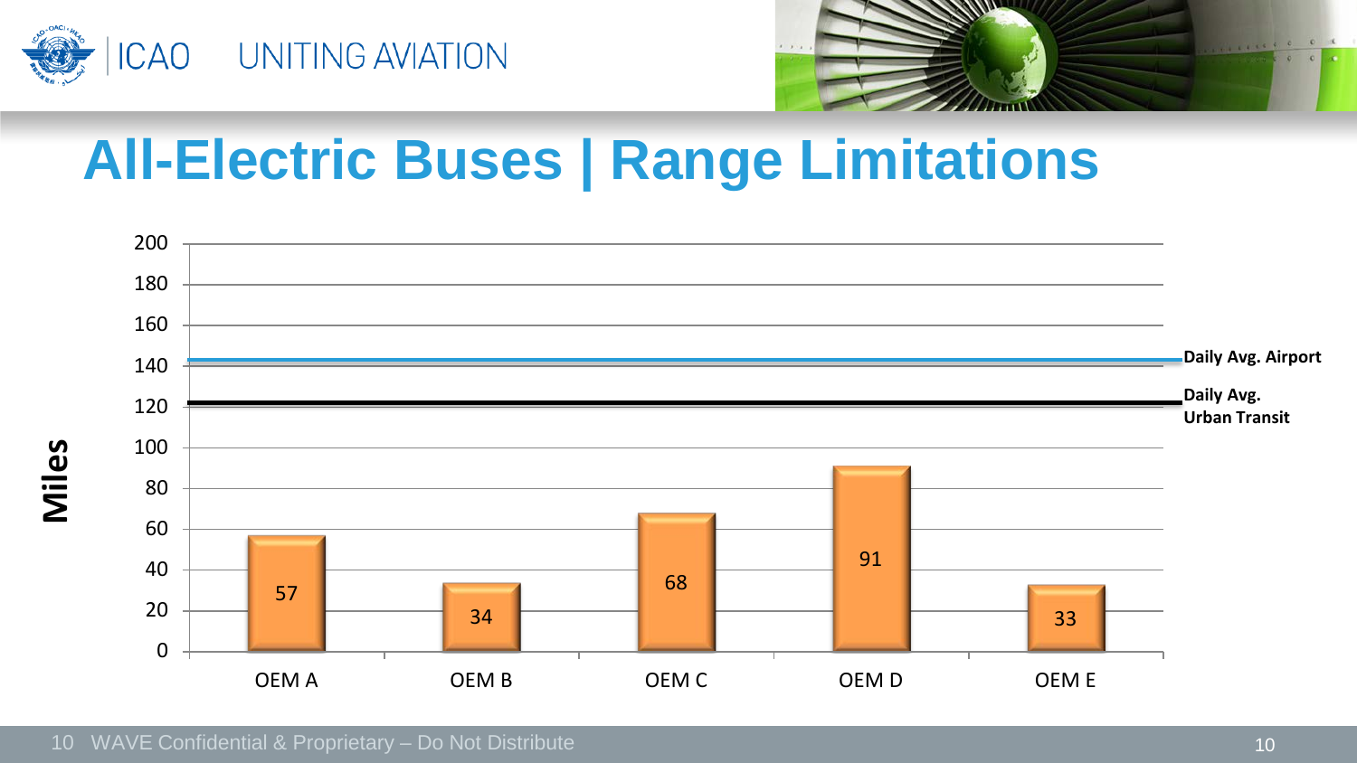# All-Electric Buses | Range Limitations

| | Miles |
|---|---|
| OEM A | 57 |
| OEM B | 34 |
| OEM C | 68 |
| OEM D | 91 |
| OEM E | 33 |

Daily Avg. Airport

Daily Avg. Urban Transit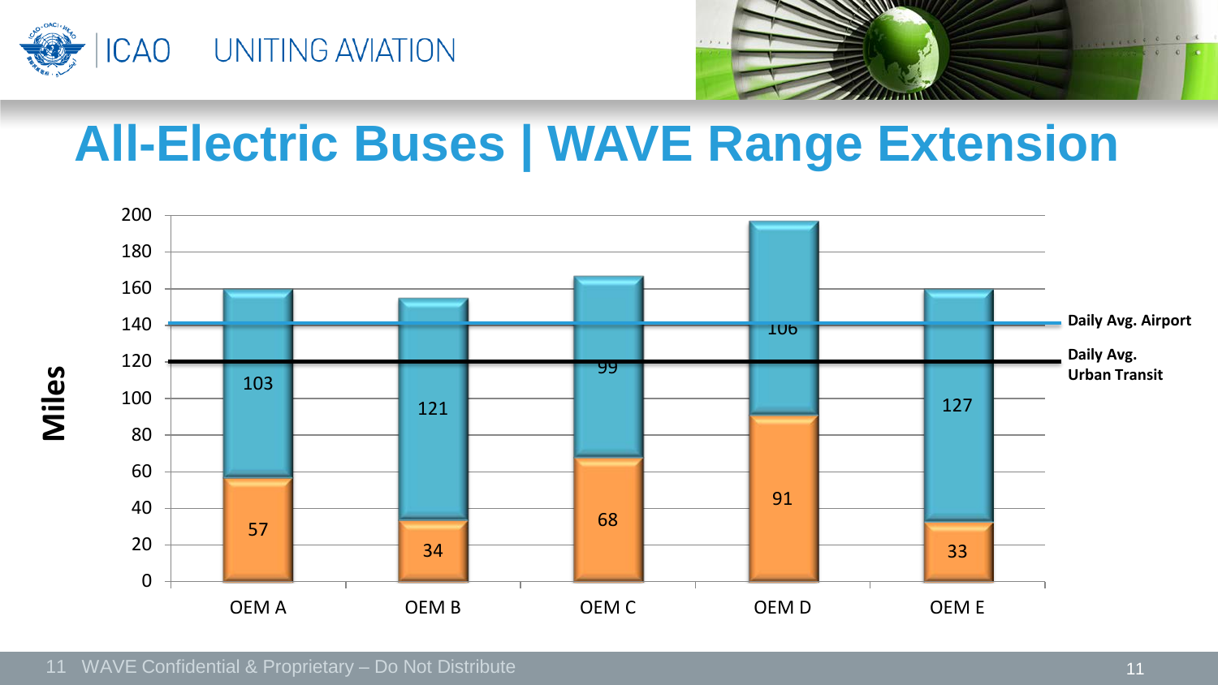# All-Electric Buses | WAVE Range Extension

| | OEM A | OEM B | OEM C | OEM D | OEM E |
|---|---|---|---|---|---|
| Base range (Miles) | 57 | 34 | 68 | 91 | 33 |
| WAVE Range Extension (Miles) | 103 | 121 | 99 | 106 | 127 |

Daily Avg. Airport

Daily Avg. Urban Transit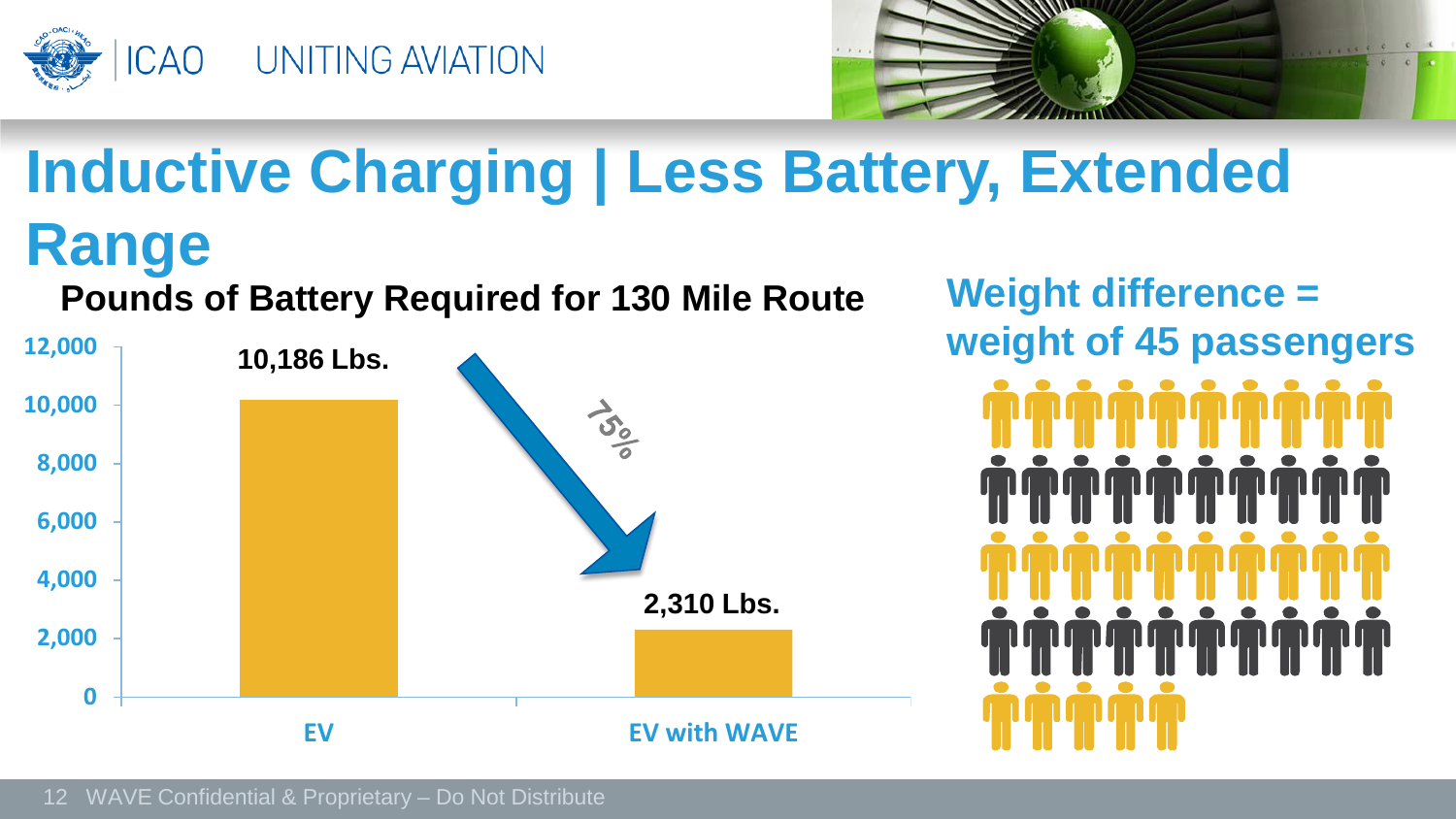# Inductive Charging | Less Battery, Extended Range

**Pounds of Battery Required for 130 Mile Route**

| | Pounds of Battery |
|---|---|
| EV | 10,186 Lbs. |
| EV with WAVE | 2,310 Lbs. |

75%

**Weight difference = weight of 45 passengers**

WAVE Confidential & Proprietary – Do Not Distribute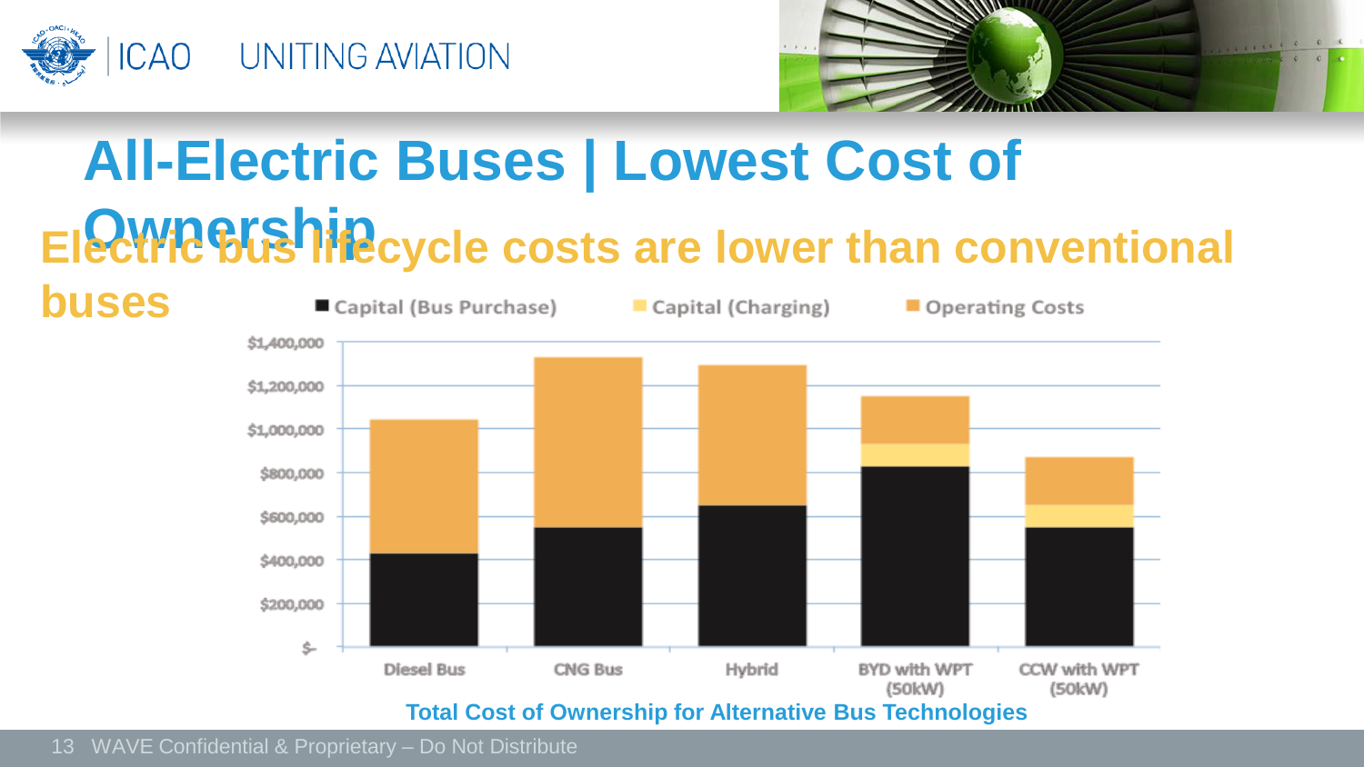# All-Electric Buses | Lowest Cost of Ownership

## Electric bus lifecycle costs are lower than conventional buses

■ Capital (Bus Purchase) ■ Capital (Charging) ■ Operating Costs

| | Diesel Bus | CNG Bus | Hybrid | BYD with WPT (50kW) | CCW with WPT (50kW) |
|---|---|---|---|---|---|

$1,400,000 / $1,200,000 / $1,000,000 / $800,000 / $600,000 / $400,000 / $200,000 / $-

**Total Cost of Ownership for Alternative Bus Technologies**

WAVE Confidential & Proprietary – Do Not Distribute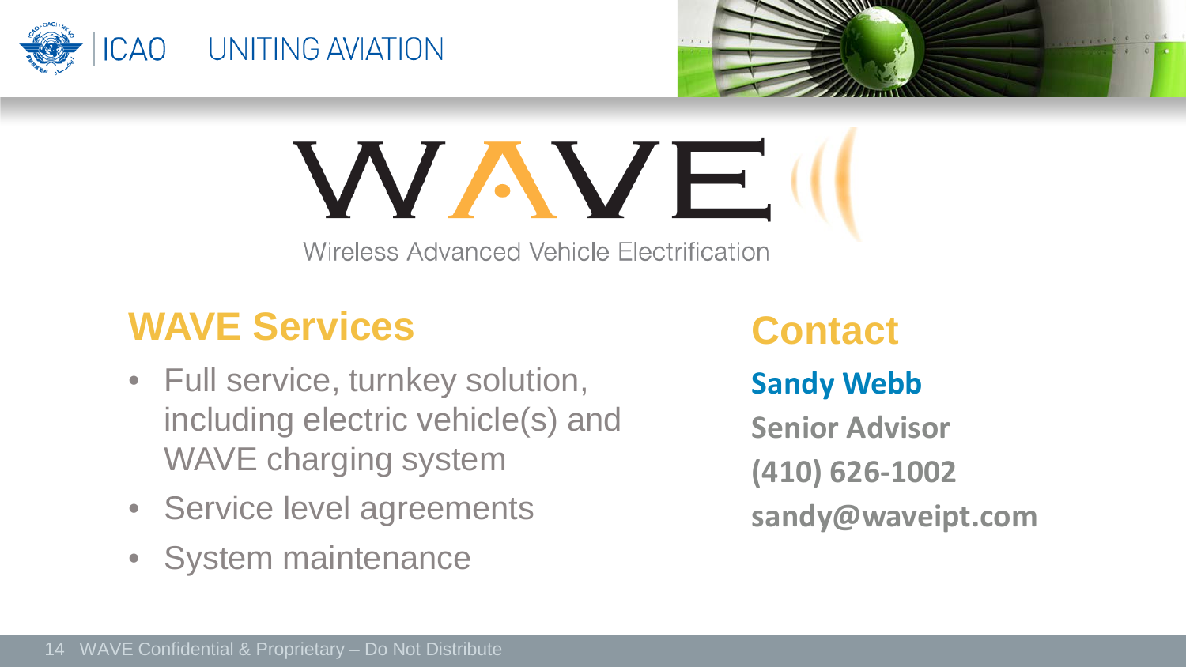ICAO UNITING AVIATION

# WAVE

Wireless Advanced Vehicle Electrification

## WAVE Services

- Full service, turnkey solution, including electric vehicle(s) and WAVE charging system
- Service level agreements
- System maintenance

## Contact

**Sandy Webb**

**Senior Advisor**

**(410) 626-1002**

**sandy@waveipt.com**

WAVE Confidential & Proprietary – Do Not Distribute